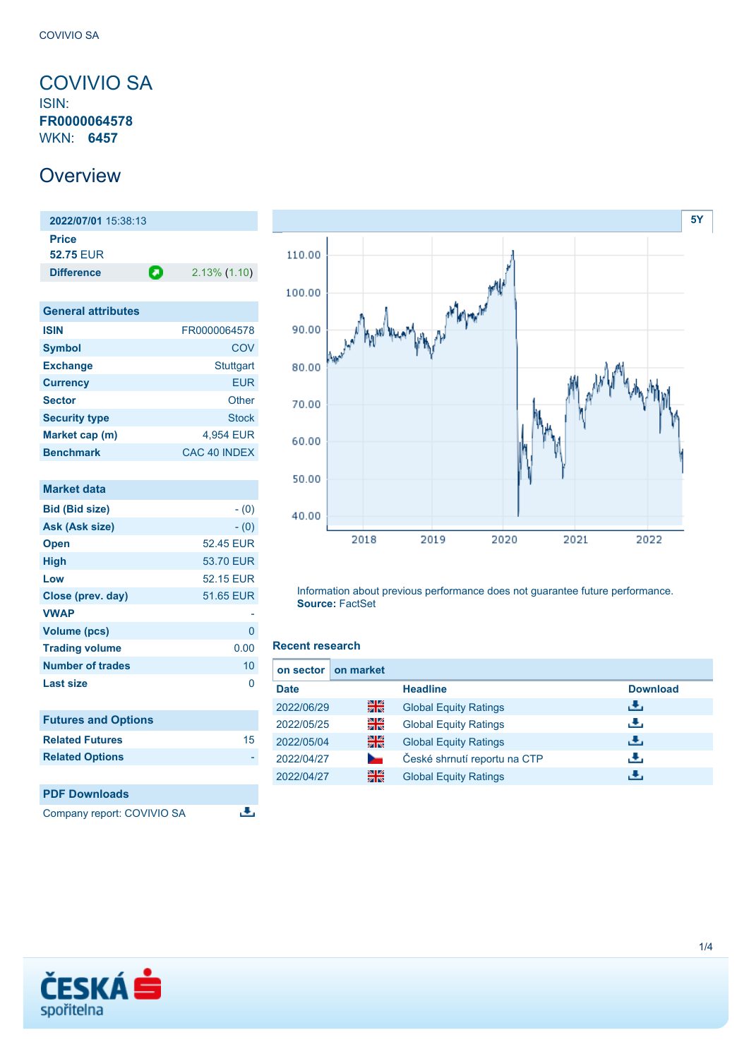# COVIVIO SA

ISIN:
**FR0000064578**
WKN: **6457**

## Overview

| 2022/07/01 15:38:13 | |
|---|---|
| **Price** | |
| **52.75** EUR | |
| **Difference** | 2.13% (1.10) |

| General attributes | |
|---|---|
| **ISIN** | FR0000064578 |
| **Symbol** | COV |
| **Exchange** | Stuttgart |
| **Currency** | EUR |
| **Sector** | Other |
| **Security type** | Stock |
| **Market cap (m)** | 4,954 EUR |
| **Benchmark** | CAC 40 INDEX |

| Market data | |
|---|---|
| **Bid (Bid size)** | - (0) |
| **Ask (Ask size)** | - (0) |
| **Open** | 52.45 EUR |
| **High** | 53.70 EUR |
| **Low** | 52.15 EUR |
| **Close (prev. day)** | 51.65 EUR |
| **VWAP** | - |
| **Volume (pcs)** | 0 |
| **Trading volume** | 0.00 |
| **Number of trades** | 10 |
| **Last size** | 0 |

| Futures and Options | |
|---|---|
| **Related Futures** | 15 |
| **Related Options** | - |

| PDF Downloads |
|---|
| Company report: COVIVIO SA |

Information about previous performance does not guarantee future performance.
**Source:** FactSet

### Recent research

on sector | on market

| Date | | Headline | Download |
|---|---|---|---|
| 2022/06/29 | | Global Equity Ratings | |
| 2022/05/25 | | Global Equity Ratings | |
| 2022/05/04 | | Global Equity Ratings | |
| 2022/04/27 | | České shrnutí reportu na CTP | |
| 2022/04/27 | | Global Equity Ratings | |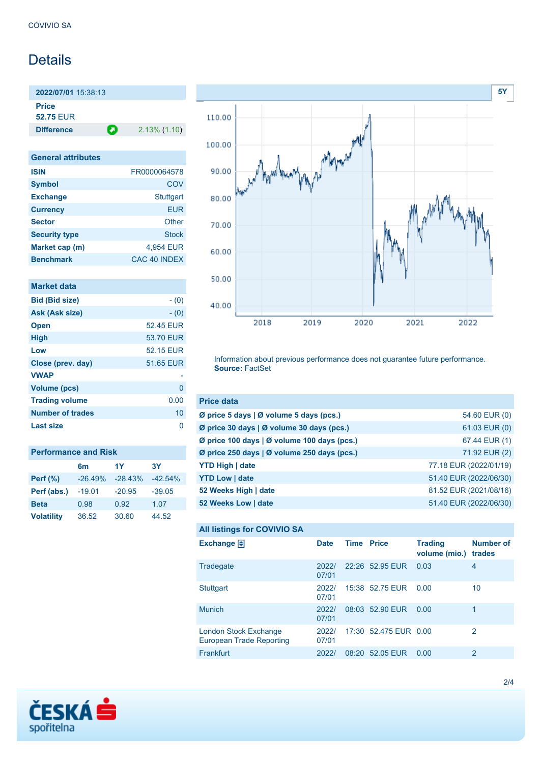COVIVIO SA

# Details

| 2022/07/01 15:38:13 | |
|---|---|
| **Price** 52.75 EUR | |
| **Difference** | 2.13% (1.10) |

| General attributes | |
|---|---|
| **ISIN** | FR0000064578 |
| **Symbol** | COV |
| **Exchange** | Stuttgart |
| **Currency** | EUR |
| **Sector** | Other |
| **Security type** | Stock |
| **Market cap (m)** | 4,954 EUR |
| **Benchmark** | CAC 40 INDEX |

| Market data | |
|---|---|
| **Bid (Bid size)** | - (0) |
| **Ask (Ask size)** | - (0) |
| **Open** | 52.45 EUR |
| **High** | 53.70 EUR |
| **Low** | 52.15 EUR |
| **Close (prev. day)** | 51.65 EUR |
| **VWAP** | - |
| **Volume (pcs)** | 0 |
| **Trading volume** | 0.00 |
| **Number of trades** | 10 |
| **Last size** | 0 |

| Performance and Risk | 6m | 1Y | 3Y |
|---|---|---|---|
| **Perf (%)** | -26.49% | -28.43% | -42.54% |
| **Perf (abs.)** | -19.01 | -20.95 | -39.05 |
| **Beta** | 0.98 | 0.92 | 1.07 |
| **Volatility** | 36.52 | 30.60 | 44.52 |

Information about previous performance does not guarantee future performance.
**Source:** FactSet

| Price data | |
|---|---|
| **Ø price 5 days \| Ø volume 5 days (pcs.)** | 54.60 EUR (0) |
| **Ø price 30 days \| Ø volume 30 days (pcs.)** | 61.03 EUR (0) |
| **Ø price 100 days \| Ø volume 100 days (pcs.)** | 67.44 EUR (1) |
| **Ø price 250 days \| Ø volume 250 days (pcs.)** | 71.92 EUR (2) |
| **YTD High \| date** | 77.18 EUR (2022/01/19) |
| **YTD Low \| date** | 51.40 EUR (2022/06/30) |
| **52 Weeks High \| date** | 81.52 EUR (2021/08/16) |
| **52 Weeks Low \| date** | 51.40 EUR (2022/06/30) |

**All listings for COVIVIO SA**

| Exchange | Date | Time | Price | Trading volume (mio.) | Number of trades |
|---|---|---|---|---|---|
| Tradegate | 2022/07/01 | 22:26 | 52.95 EUR | 0.03 | 4 |
| Stuttgart | 2022/07/01 | 15:38 | 52.75 EUR | 0.00 | 10 |
| Munich | 2022/07/01 | 08:03 | 52.90 EUR | 0.00 | 1 |
| London Stock Exchange European Trade Reporting | 2022/07/01 | 17:30 | 52.475 EUR | 0.00 | 2 |
| Frankfurt | 2022/ | 08:20 | 52.05 EUR | 0.00 | 2 |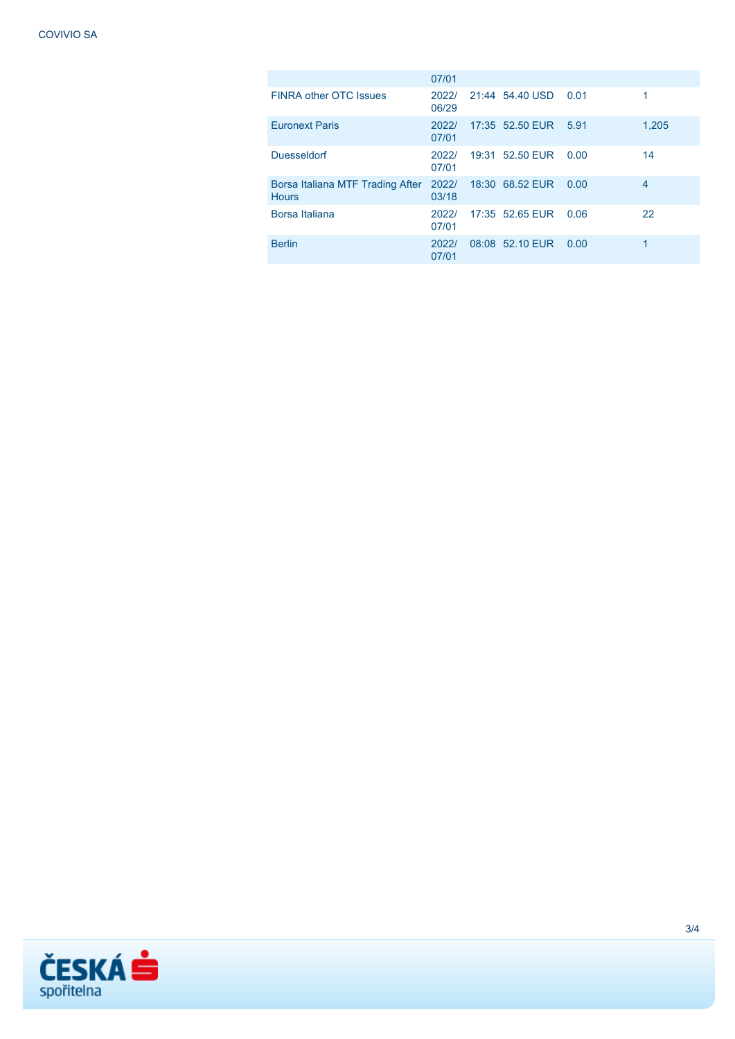| | | | | | |
|---|---|---|---|---|---|
| | 2022/07/01 | | | | |
| FINRA other OTC Issues | 2022/06/29 | 21:44 | 54.40 USD | 0.01 | 1 |
| Euronext Paris | 2022/07/01 | 17:35 | 52.50 EUR | 5.91 | 1,205 |
| Duesseldorf | 2022/07/01 | 19:31 | 52.50 EUR | 0.00 | 14 |
| Borsa Italiana MTF Trading After Hours | 2022/03/18 | 18:30 | 68.52 EUR | 0.00 | 4 |
| Borsa Italiana | 2022/07/01 | 17:35 | 52.65 EUR | 0.06 | 22 |
| Berlin | 2022/07/01 | 08:08 | 52.10 EUR | 0.00 | 1 |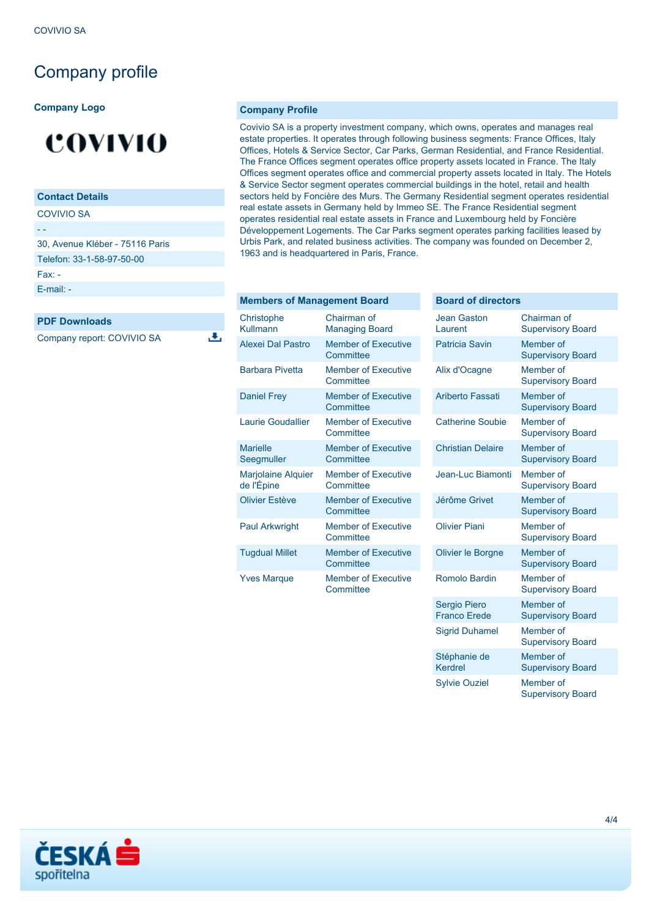# Company profile

**Company Logo**

| Contact Details |
|---|
| COVIVIO SA |
| - - |
| 30, Avenue Kléber - 75116 Paris |
| Telefon: 33-1-58-97-50-00 |
| Fax: - |
| E-mail: - |

| PDF Downloads |
|---|
| Company report: COVIVIO SA |

## Company Profile

Covivio SA is a property investment company, which owns, operates and manages real estate properties. It operates through following business segments: France Offices, Italy Offices, Hotels & Service Sector, Car Parks, German Residential, and France Residential. The France Offices segment operates office property assets located in France. The Italy Offices segment operates office and commercial property assets located in Italy. The Hotels & Service Sector segment operates commercial buildings in the hotel, retail and health sectors held by Foncière des Murs. The Germany Residential segment operates residential real estate assets in Germany held by Immeo SE. The France Residential segment operates residential real estate assets in France and Luxembourg held by Foncière Développement Logements. The Car Parks segment operates parking facilities leased by Urbis Park, and related business activities. The company was founded on December 2, 1963 and is headquartered in Paris, France.

| Members of Management Board | |
|---|---|
| Christophe Kullmann | Chairman of Managing Board |
| Alexei Dal Pastro | Member of Executive Committee |
| Barbara Pivetta | Member of Executive Committee |
| Daniel Frey | Member of Executive Committee |
| Laurie Goudallier | Member of Executive Committee |
| Marielle Seegmuller | Member of Executive Committee |
| Marjolaine Alquier de l'Épine | Member of Executive Committee |
| Olivier Estève | Member of Executive Committee |
| Paul Arkwright | Member of Executive Committee |
| Tugdual Millet | Member of Executive Committee |
| Yves Marque | Member of Executive Committee |

| Board of directors | |
|---|---|
| Jean Gaston Laurent | Chairman of Supervisory Board |
| Patricia Savin | Member of Supervisory Board |
| Alix d'Ocagne | Member of Supervisory Board |
| Ariberto Fassati | Member of Supervisory Board |
| Catherine Soubie | Member of Supervisory Board |
| Christian Delaire | Member of Supervisory Board |
| Jean-Luc Biamonti | Member of Supervisory Board |
| Jérôme Grivet | Member of Supervisory Board |
| Olivier Piani | Member of Supervisory Board |
| Olivier le Borgne | Member of Supervisory Board |
| Romolo Bardin | Member of Supervisory Board |
| Sergio Piero Franco Erede | Member of Supervisory Board |
| Sigrid Duhamel | Member of Supervisory Board |
| Stéphanie de Kerdrel | Member of Supervisory Board |
| Sylvie Ouziel | Member of Supervisory Board |